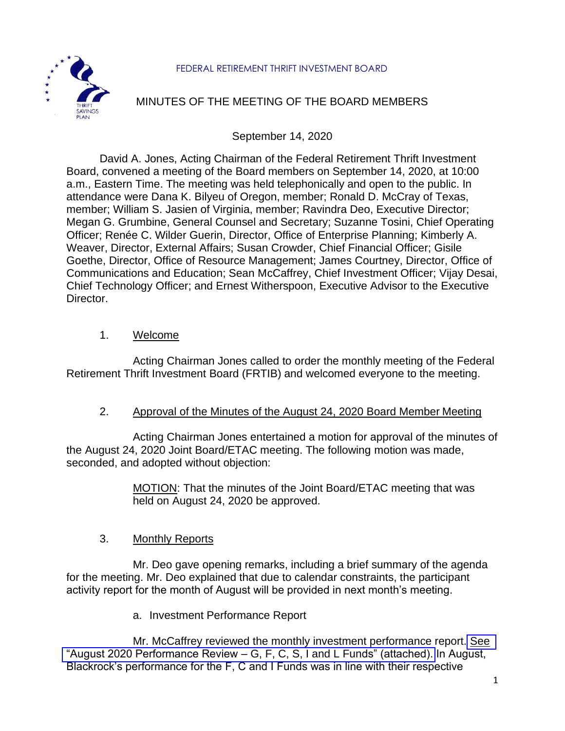FEDERAL RETIREMENT THRIFT INVESTMENT BOARD

# MINUTES OF THE MEETING OF THE BOARD MEMBERS

September 14, 2020

David A. Jones, Acting Chairman of the Federal Retirement Thrift Investment Board, convened a meeting of the Board members on September 14, 2020, at 10:00 a.m., Eastern Time. The meeting was held telephonically and open to the public. In attendance were Dana K. Bilyeu of Oregon, member; Ronald D. McCray of Texas, member; William S. Jasien of Virginia, member; Ravindra Deo, Executive Director; Megan G. Grumbine, General Counsel and Secretary; Suzanne Tosini, Chief Operating Officer; Renée C. Wilder Guerin, Director, Office of Enterprise Planning; Kimberly A. Weaver, Director, External Affairs; Susan Crowder, Chief Financial Officer; Gisile Goethe, Director, Office of Resource Management; James Courtney, Director, Office of Communications and Education; Sean McCaffrey, Chief Investment Officer; Vijay Desai, Chief Technology Officer; and Ernest Witherspoon, Executive Advisor to the Executive Director.

1. Welcome

Acting Chairman Jones called to order the monthly meeting of the Federal Retirement Thrift Investment Board (FRTIB) and welcomed everyone to the meeting.

2. Approval of the Minutes of the August 24, 2020 Board Member Meeting

Acting Chairman Jones entertained a motion for approval of the minutes of the August 24, 2020 Joint Board/ETAC meeting. The following motion was made, seconded, and adopted without objection:

> MOTION: That the minutes of the Joint Board/ETAC meeting that was held on August 24, 2020 be approved.

3. Monthly Reports

Mr. Deo gave opening remarks, including a brief summary of the agenda for the meeting. Mr. Deo explained that due to calendar constraints, the participant activity report for the month of August will be provided in next month's meeting.

a. Investment Performance Report

Mr. McCaffrey reviewed the monthly investment performance report. See "August 2020 Performance Review – G, F, C, S, I and L Funds" (attached). In August, Blackrock's performance for the F, C and I Funds was in line with their respective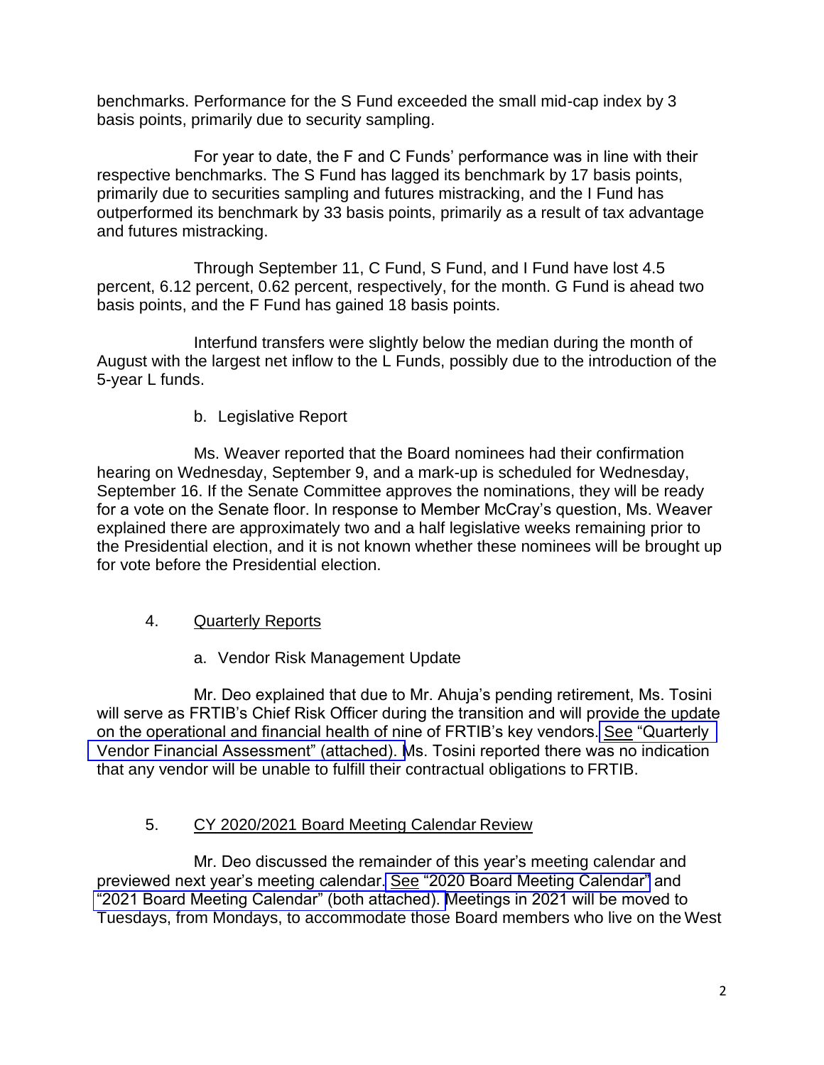benchmarks. Performance for the S Fund exceeded the small mid-cap index by 3 basis points, primarily due to security sampling.

For year to date, the F and C Funds' performance was in line with their respective benchmarks. The S Fund has lagged its benchmark by 17 basis points, primarily due to securities sampling and futures mistracking, and the I Fund has outperformed its benchmark by 33 basis points, primarily as a result of tax advantage and futures mistracking.

Through September 11, C Fund, S Fund, and I Fund have lost 4.5 percent, 6.12 percent, 0.62 percent, respectively, for the month. G Fund is ahead two basis points, and the F Fund has gained 18 basis points.

Interfund transfers were slightly below the median during the month of August with the largest net inflow to the L Funds, possibly due to the introduction of the 5-year L funds.

b. Legislative Report

Ms. Weaver reported that the Board nominees had their confirmation hearing on Wednesday, September 9, and a mark-up is scheduled for Wednesday, September 16. If the Senate Committee approves the nominations, they will be ready for a vote on the Senate floor. In response to Member McCray's question, Ms. Weaver explained there are approximately two and a half legislative weeks remaining prior to the Presidential election, and it is not known whether these nominees will be brought up for vote before the Presidential election.

4. Quarterly Reports

a. Vendor Risk Management Update

Mr. Deo explained that due to Mr. Ahuja's pending retirement, Ms. Tosini will serve as FRTIB's Chief Risk Officer during the transition and will provide the update on the operational and financial health of nine of FRTIB's key vendors. See "Quarterly Vendor Financial Assessment" (attached). Ms. Tosini reported there was no indication that any vendor will be unable to fulfill their contractual obligations to FRTIB.

5. CY 2020/2021 Board Meeting Calendar Review

Mr. Deo discussed the remainder of this year's meeting calendar and previewed next year's meeting calendar. See "2020 Board Meeting Calendar" and "2021 Board Meeting Calendar" (both attached). Meetings in 2021 will be moved to Tuesdays, from Mondays, to accommodate those Board members who live on the West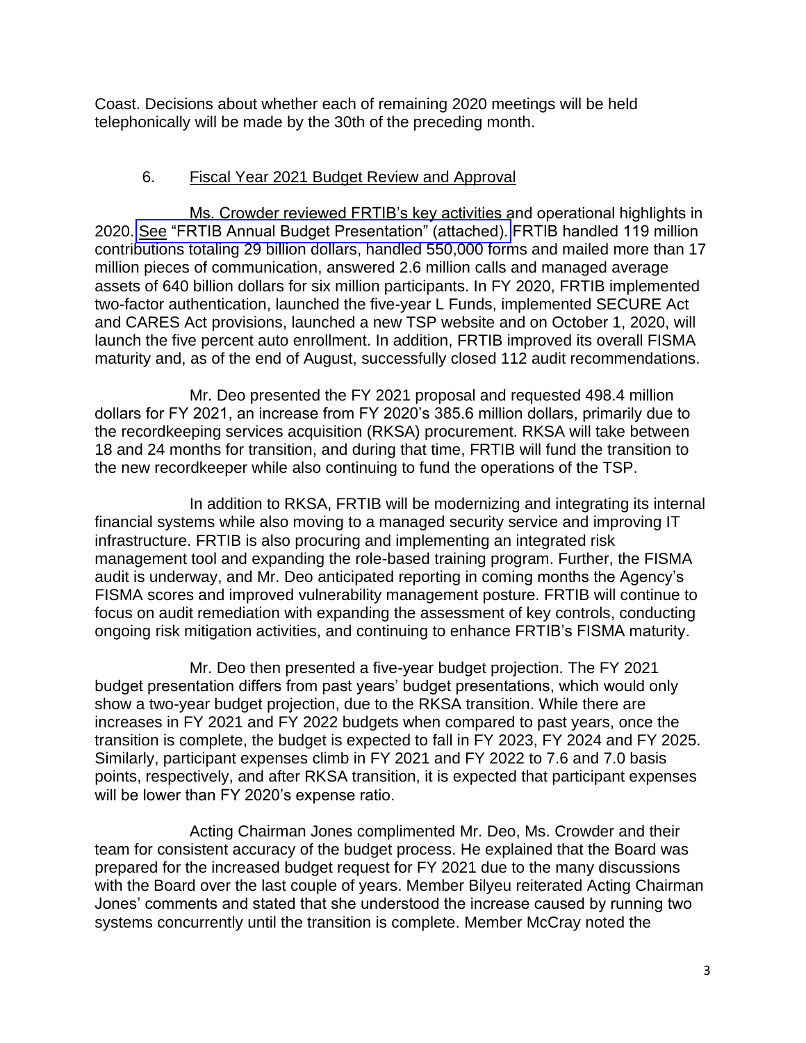Coast. Decisions about whether each of remaining 2020 meetings will be held telephonically will be made by the 30th of the preceding month.

6. Fiscal Year 2021 Budget Review and Approval

Ms. Crowder reviewed FRTIB's key activities and operational highlights in 2020. See "FRTIB Annual Budget Presentation" (attached). FRTIB handled 119 million contributions totaling 29 billion dollars, handled 550,000 forms and mailed more than 17 million pieces of communication, answered 2.6 million calls and managed average assets of 640 billion dollars for six million participants. In FY 2020, FRTIB implemented two-factor authentication, launched the five-year L Funds, implemented SECURE Act and CARES Act provisions, launched a new TSP website and on October 1, 2020, will launch the five percent auto enrollment. In addition, FRTIB improved its overall FISMA maturity and, as of the end of August, successfully closed 112 audit recommendations.

Mr. Deo presented the FY 2021 proposal and requested 498.4 million dollars for FY 2021, an increase from FY 2020's 385.6 million dollars, primarily due to the recordkeeping services acquisition (RKSA) procurement. RKSA will take between 18 and 24 months for transition, and during that time, FRTIB will fund the transition to the new recordkeeper while also continuing to fund the operations of the TSP.

In addition to RKSA, FRTIB will be modernizing and integrating its internal financial systems while also moving to a managed security service and improving IT infrastructure. FRTIB is also procuring and implementing an integrated risk management tool and expanding the role-based training program. Further, the FISMA audit is underway, and Mr. Deo anticipated reporting in coming months the Agency's FISMA scores and improved vulnerability management posture. FRTIB will continue to focus on audit remediation with expanding the assessment of key controls, conducting ongoing risk mitigation activities, and continuing to enhance FRTIB's FISMA maturity.

Mr. Deo then presented a five-year budget projection. The FY 2021 budget presentation differs from past years' budget presentations, which would only show a two-year budget projection, due to the RKSA transition. While there are increases in FY 2021 and FY 2022 budgets when compared to past years, once the transition is complete, the budget is expected to fall in FY 2023, FY 2024 and FY 2025. Similarly, participant expenses climb in FY 2021 and FY 2022 to 7.6 and 7.0 basis points, respectively, and after RKSA transition, it is expected that participant expenses will be lower than FY 2020's expense ratio.

Acting Chairman Jones complimented Mr. Deo, Ms. Crowder and their team for consistent accuracy of the budget process. He explained that the Board was prepared for the increased budget request for FY 2021 due to the many discussions with the Board over the last couple of years. Member Bilyeu reiterated Acting Chairman Jones' comments and stated that she understood the increase caused by running two systems concurrently until the transition is complete. Member McCray noted the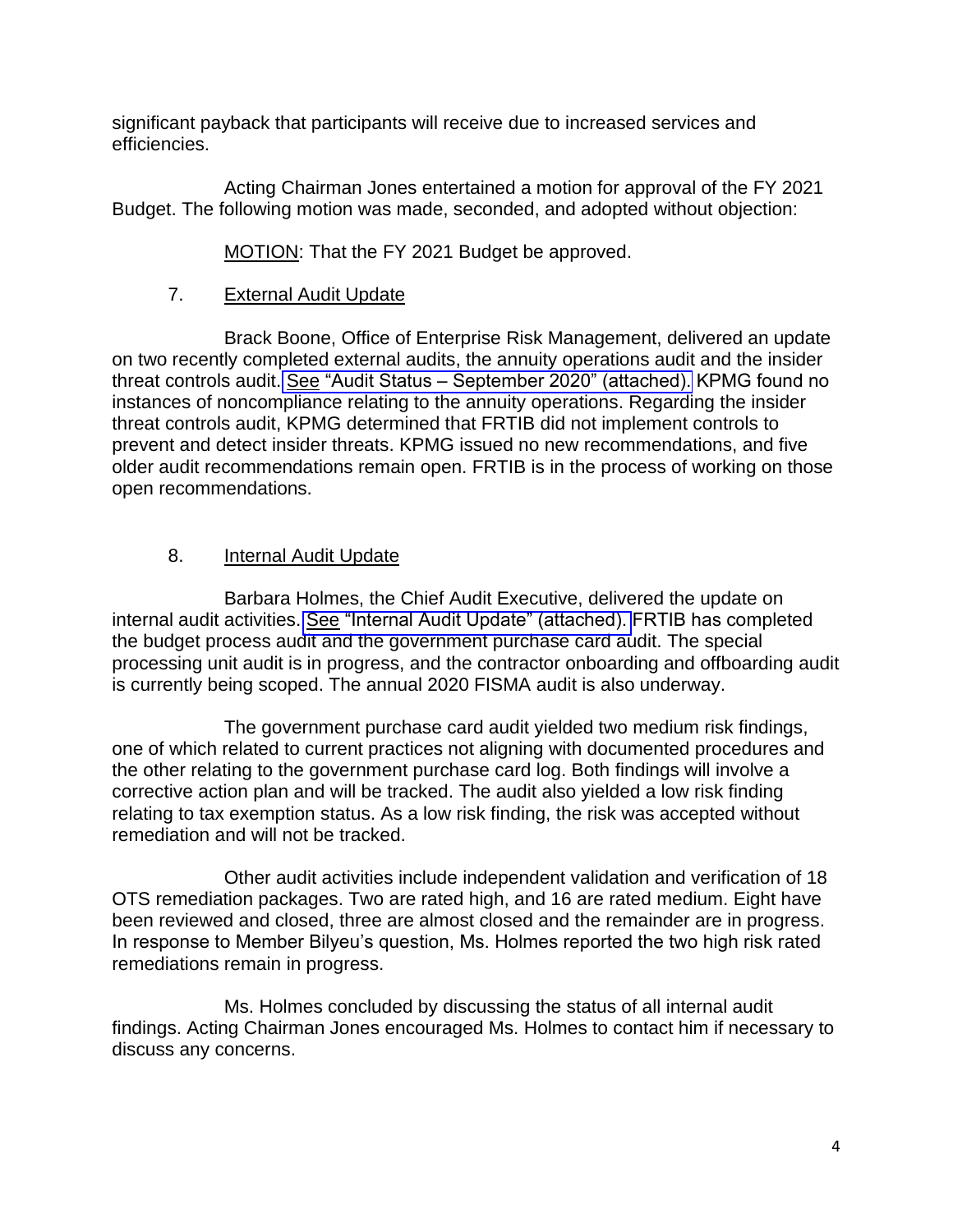significant payback that participants will receive due to increased services and efficiencies.

Acting Chairman Jones entertained a motion for approval of the FY 2021 Budget. The following motion was made, seconded, and adopted without objection:

MOTION: That the FY 2021 Budget be approved.

7. External Audit Update

Brack Boone, Office of Enterprise Risk Management, delivered an update on two recently completed external audits, the annuity operations audit and the insider threat controls audit. See "Audit Status – September 2020" (attached). KPMG found no instances of noncompliance relating to the annuity operations. Regarding the insider threat controls audit, KPMG determined that FRTIB did not implement controls to prevent and detect insider threats. KPMG issued no new recommendations, and five older audit recommendations remain open. FRTIB is in the process of working on those open recommendations.

8. Internal Audit Update

Barbara Holmes, the Chief Audit Executive, delivered the update on internal audit activities. See "Internal Audit Update" (attached). FRTIB has completed the budget process audit and the government purchase card audit. The special processing unit audit is in progress, and the contractor onboarding and offboarding audit is currently being scoped. The annual 2020 FISMA audit is also underway.

The government purchase card audit yielded two medium risk findings, one of which related to current practices not aligning with documented procedures and the other relating to the government purchase card log. Both findings will involve a corrective action plan and will be tracked. The audit also yielded a low risk finding relating to tax exemption status. As a low risk finding, the risk was accepted without remediation and will not be tracked.

Other audit activities include independent validation and verification of 18 OTS remediation packages. Two are rated high, and 16 are rated medium. Eight have been reviewed and closed, three are almost closed and the remainder are in progress. In response to Member Bilyeu's question, Ms. Holmes reported the two high risk rated remediations remain in progress.

Ms. Holmes concluded by discussing the status of all internal audit findings. Acting Chairman Jones encouraged Ms. Holmes to contact him if necessary to discuss any concerns.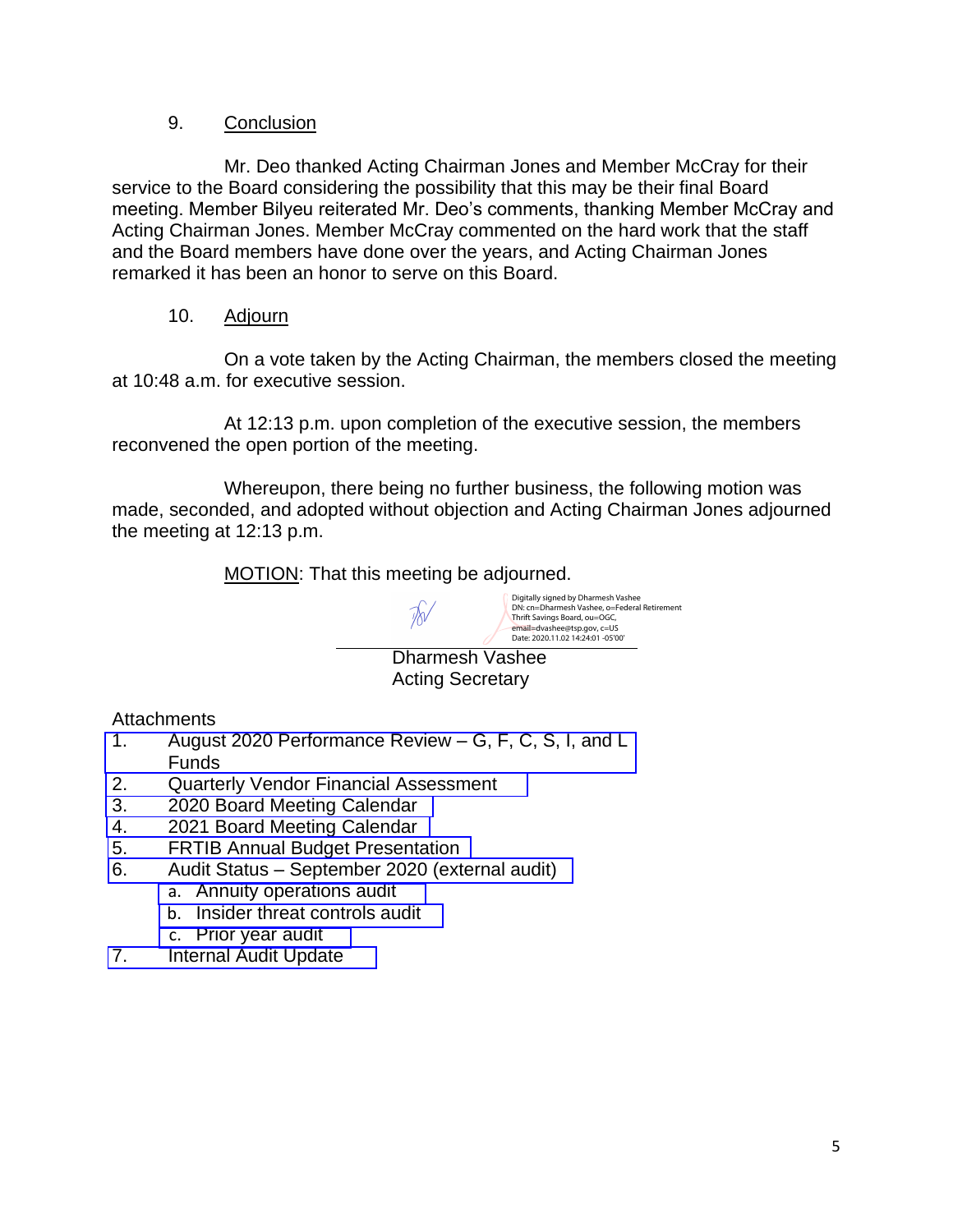9. Conclusion

Mr. Deo thanked Acting Chairman Jones and Member McCray for their service to the Board considering the possibility that this may be their final Board meeting. Member Bilyeu reiterated Mr. Deo's comments, thanking Member McCray and Acting Chairman Jones. Member McCray commented on the hard work that the staff and the Board members have done over the years, and Acting Chairman Jones remarked it has been an honor to serve on this Board.

10. Adjourn

On a vote taken by the Acting Chairman, the members closed the meeting at 10:48 a.m. for executive session.

At 12:13 p.m. upon completion of the executive session, the members reconvened the open portion of the meeting.

Whereupon, there being no further business, the following motion was made, seconded, and adopted without objection and Acting Chairman Jones adjourned the meeting at 12:13 p.m.

MOTION: That this meeting be adjourned.

Digitally signed by Dharmesh Vashee
DN: cn=Dharmesh Vashee, o=Federal Retirement Thrift Savings Board, ou=OGC, email=dvashee@tsp.gov, c=US
Date: 2020.11.02 14:24:01 -05'00'

Dharmesh Vashee
Acting Secretary

Attachments

1. August 2020 Performance Review – G, F, C, S, I, and L Funds
2. Quarterly Vendor Financial Assessment
3. 2020 Board Meeting Calendar
4. 2021 Board Meeting Calendar
5. FRTIB Annual Budget Presentation
6. Audit Status – September 2020 (external audit)
   a. Annuity operations audit
   b. Insider threat controls audit
   c. Prior year audit
7. Internal Audit Update